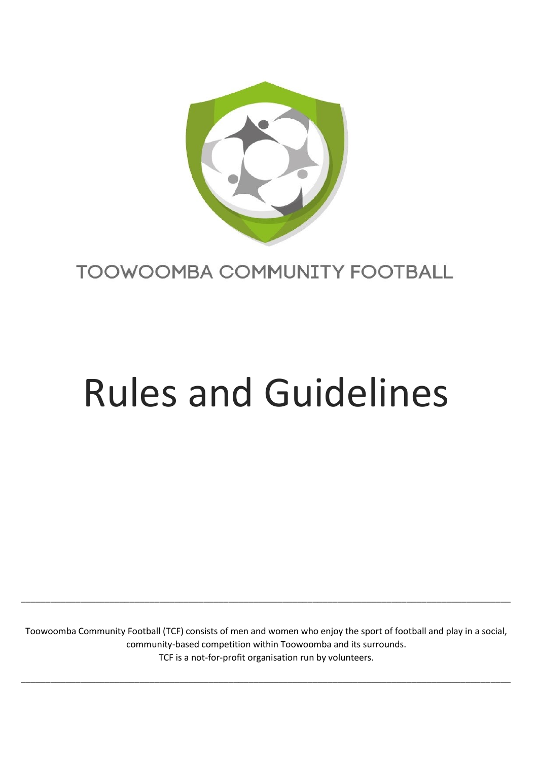TOOWOOMBA COMMUNITY FOOTBALL

# Rules and Guidelines

---

Toowoomba Community Football (TCF) consists of men and women who enjoy the sport of football and play in a social, community-based competition within Toowoomba and its surrounds.
TCF is a not-for-profit organisation run by volunteers.

---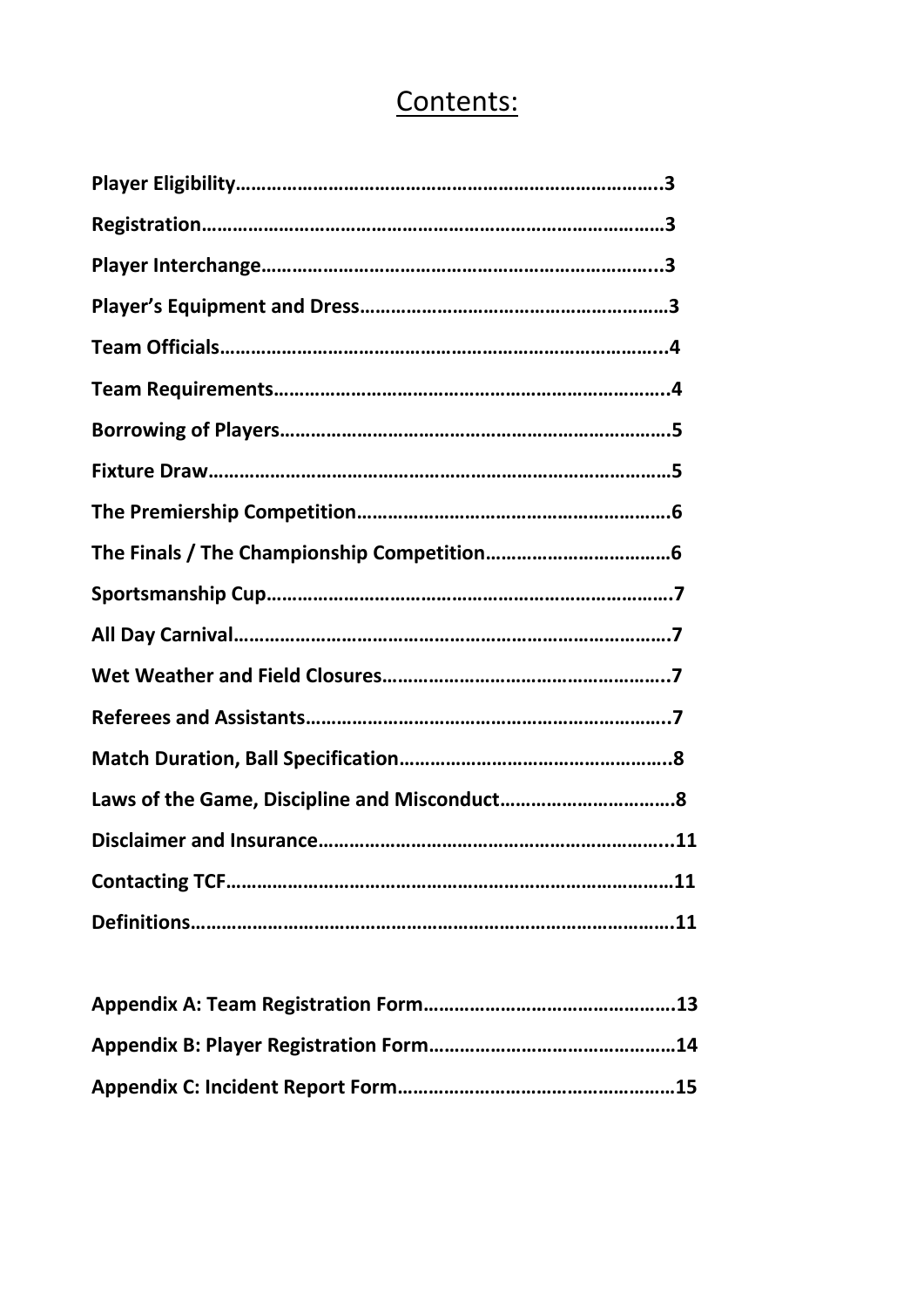# Contents:

**Player Eligibility……………………………………………………………………..3**

**Registration………………………………………………………………………………3**

**Player Interchange…………………………………………………………………...3**

**Player's Equipment and Dress…………………………………………………3**

**Team Officials…………………………………………………………………………...4**

**Team Requirements………………………………………………………………….4**

**Borrowing of Players…………………………………………………………………5**

**Fixture Draw………………………………………………………………………………5**

**The Premiership Competition……………………………………………………6**

**The Finals / The Championship Competition………………………………6**

**Sportsmanship Cup……………………………………………………………………7**

**All Day Carnival…………………………………………………………………………7**

**Wet Weather and Field Closures……………………………………………….7**

**Referees and Assistants…………………………………………………………….7**

**Match Duration, Ball Specification…………………………………………….8**

**Laws of the Game, Discipline and Misconduct……………………………8**

**Disclaimer and Insurance…………………………………………………………..11**

**Contacting TCF…………………………………………………………………………11**

**Definitions………………………………………………………………………………….11**

**Appendix A: Team Registration Form…………………………………………13**

**Appendix B: Player Registration Form…………………………………………14**

**Appendix C: Incident Report Form………………………………………………15**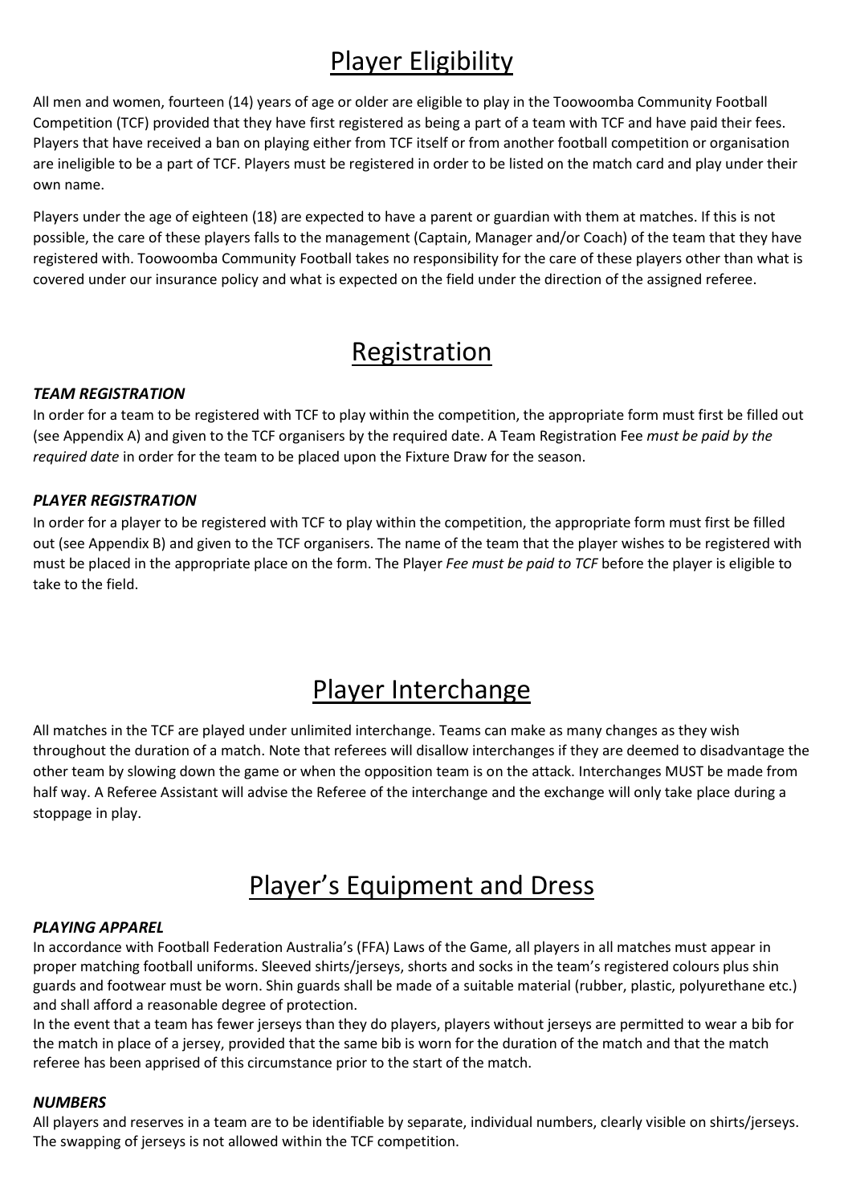# Player Eligibility

All men and women, fourteen (14) years of age or older are eligible to play in the Toowoomba Community Football Competition (TCF) provided that they have first registered as being a part of a team with TCF and have paid their fees. Players that have received a ban on playing either from TCF itself or from another football competition or organisation are ineligible to be a part of TCF. Players must be registered in order to be listed on the match card and play under their own name.

Players under the age of eighteen (18) are expected to have a parent or guardian with them at matches. If this is not possible, the care of these players falls to the management (Captain, Manager and/or Coach) of the team that they have registered with. Toowoomba Community Football takes no responsibility for the care of these players other than what is covered under our insurance policy and what is expected on the field under the direction of the assigned referee.

# Registration

### *TEAM REGISTRATION*

In order for a team to be registered with TCF to play within the competition, the appropriate form must first be filled out (see Appendix A) and given to the TCF organisers by the required date. A Team Registration Fee *must be paid by the required date* in order for the team to be placed upon the Fixture Draw for the season.

### *PLAYER REGISTRATION*

In order for a player to be registered with TCF to play within the competition, the appropriate form must first be filled out (see Appendix B) and given to the TCF organisers. The name of the team that the player wishes to be registered with must be placed in the appropriate place on the form. The Player *Fee must be paid to TCF* before the player is eligible to take to the field.

# Player Interchange

All matches in the TCF are played under unlimited interchange. Teams can make as many changes as they wish throughout the duration of a match. Note that referees will disallow interchanges if they are deemed to disadvantage the other team by slowing down the game or when the opposition team is on the attack. Interchanges MUST be made from half way. A Referee Assistant will advise the Referee of the interchange and the exchange will only take place during a stoppage in play.

# Player's Equipment and Dress

### *PLAYING APPAREL*

In accordance with Football Federation Australia's (FFA) Laws of the Game, all players in all matches must appear in proper matching football uniforms. Sleeved shirts/jerseys, shorts and socks in the team's registered colours plus shin guards and footwear must be worn. Shin guards shall be made of a suitable material (rubber, plastic, polyurethane etc.) and shall afford a reasonable degree of protection.

In the event that a team has fewer jerseys than they do players, players without jerseys are permitted to wear a bib for the match in place of a jersey, provided that the same bib is worn for the duration of the match and that the match referee has been apprised of this circumstance prior to the start of the match.

### *NUMBERS*

All players and reserves in a team are to be identifiable by separate, individual numbers, clearly visible on shirts/jerseys. The swapping of jerseys is not allowed within the TCF competition.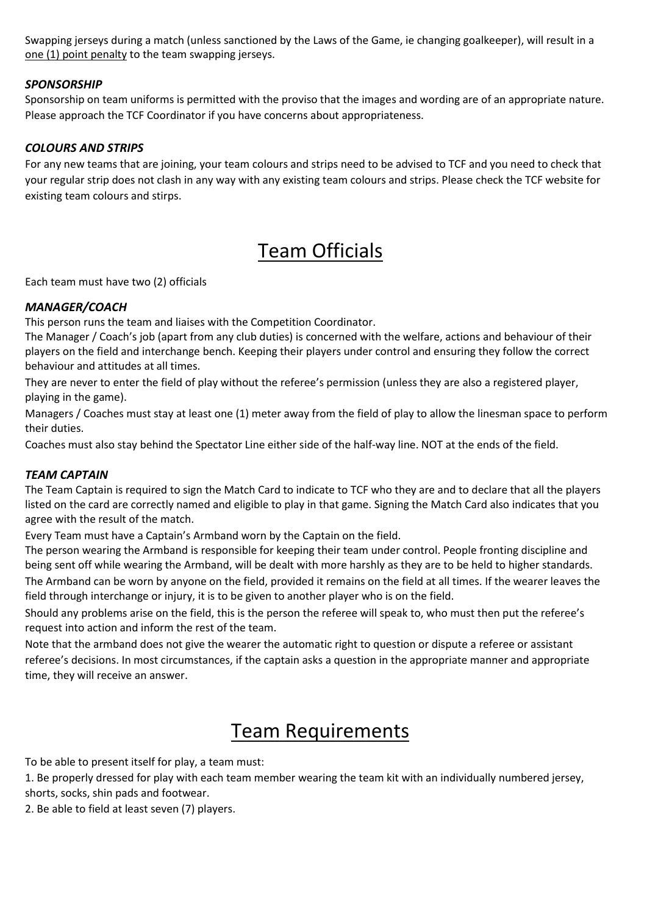Swapping jerseys during a match (unless sanctioned by the Laws of the Game, ie changing goalkeeper), will result in a <u>one (1) point penalty</u> to the team swapping jerseys.

### ***SPONSORSHIP***

Sponsorship on team uniforms is permitted with the proviso that the images and wording are of an appropriate nature. Please approach the TCF Coordinator if you have concerns about appropriateness.

### ***COLOURS AND STRIPS***

For any new teams that are joining, your team colours and strips need to be advised to TCF and you need to check that your regular strip does not clash in any way with any existing team colours and strips. Please check the TCF website for existing team colours and stirps.

## Team Officials

Each team must have two (2) officials

### ***MANAGER/COACH***

This person runs the team and liaises with the Competition Coordinator.

The Manager / Coach's job (apart from any club duties) is concerned with the welfare, actions and behaviour of their players on the field and interchange bench. Keeping their players under control and ensuring they follow the correct behaviour and attitudes at all times.

They are never to enter the field of play without the referee's permission (unless they are also a registered player, playing in the game).

Managers / Coaches must stay at least one (1) meter away from the field of play to allow the linesman space to perform their duties.

Coaches must also stay behind the Spectator Line either side of the half-way line. NOT at the ends of the field.

### ***TEAM CAPTAIN***

The Team Captain is required to sign the Match Card to indicate to TCF who they are and to declare that all the players listed on the card are correctly named and eligible to play in that game. Signing the Match Card also indicates that you agree with the result of the match.

Every Team must have a Captain's Armband worn by the Captain on the field.

The person wearing the Armband is responsible for keeping their team under control. People fronting discipline and being sent off while wearing the Armband, will be dealt with more harshly as they are to be held to higher standards.

The Armband can be worn by anyone on the field, provided it remains on the field at all times. If the wearer leaves the field through interchange or injury, it is to be given to another player who is on the field.

Should any problems arise on the field, this is the person the referee will speak to, who must then put the referee's request into action and inform the rest of the team.

Note that the armband does not give the wearer the automatic right to question or dispute a referee or assistant referee's decisions. In most circumstances, if the captain asks a question in the appropriate manner and appropriate time, they will receive an answer.

## Team Requirements

To be able to present itself for play, a team must:

1. Be properly dressed for play with each team member wearing the team kit with an individually numbered jersey, shorts, socks, shin pads and footwear.
2. Be able to field at least seven (7) players.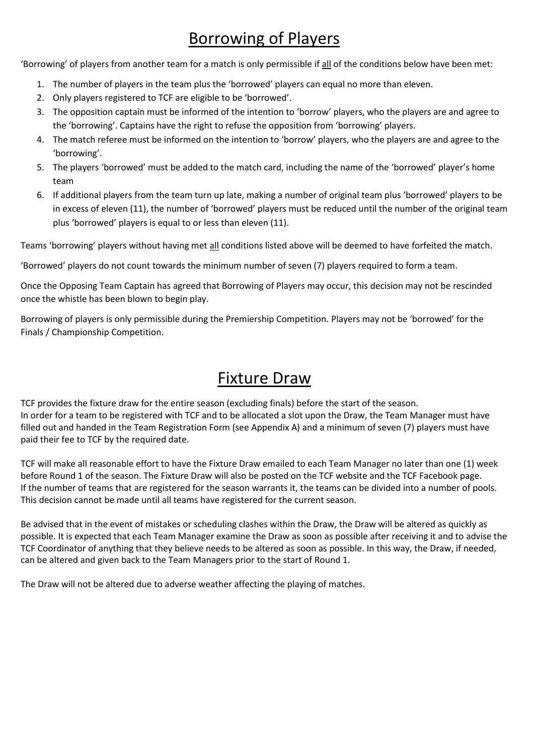# Borrowing of Players

'Borrowing' of players from another team for a match is only permissible if <u>all</u> of the conditions below have been met:

1. The number of players in the team plus the 'borrowed' players can equal no more than eleven.
2. Only players registered to TCF are eligible to be 'borrowed'.
3. The opposition captain must be informed of the intention to 'borrow' players, who the players are and agree to the 'borrowing'. Captains have the right to refuse the opposition from 'borrowing' players.
4. The match referee must be informed on the intention to 'borrow' players, who the players are and agree to the 'borrowing'.
5. The players 'borrowed' must be added to the match card, including the name of the 'borrowed' player's home team
6. If additional players from the team turn up late, making a number of original team plus 'borrowed' players to be in excess of eleven (11), the number of 'borrowed' players must be reduced until the number of the original team plus 'borrowed' players is equal to or less than eleven (11).

Teams 'borrowing' players without having met <u>all</u> conditions listed above will be deemed to have forfeited the match.

'Borrowed' players do not count towards the minimum number of seven (7) players required to form a team.

Once the Opposing Team Captain has agreed that Borrowing of Players may occur, this decision may not be rescinded once the whistle has been blown to begin play.

Borrowing of players is only permissible during the Premiership Competition. Players may not be 'borrowed' for the Finals / Championship Competition.

# Fixture Draw

TCF provides the fixture draw for the entire season (excluding finals) before the start of the season.
In order for a team to be registered with TCF and to be allocated a slot upon the Draw, the Team Manager must have filled out and handed in the Team Registration Form (see Appendix A) and a minimum of seven (7) players must have paid their fee to TCF by the required date.

TCF will make all reasonable effort to have the Fixture Draw emailed to each Team Manager no later than one (1) week before Round 1 of the season. The Fixture Draw will also be posted on the TCF website and the TCF Facebook page.
If the number of teams that are registered for the season warrants it, the teams can be divided into a number of pools. This decision cannot be made until all teams have registered for the current season.

Be advised that in the event of mistakes or scheduling clashes within the Draw, the Draw will be altered as quickly as possible. It is expected that each Team Manager examine the Draw as soon as possible after receiving it and to advise the TCF Coordinator of anything that they believe needs to be altered as soon as possible. In this way, the Draw, if needed, can be altered and given back to the Team Managers prior to the start of Round 1.

The Draw will not be altered due to adverse weather affecting the playing of matches.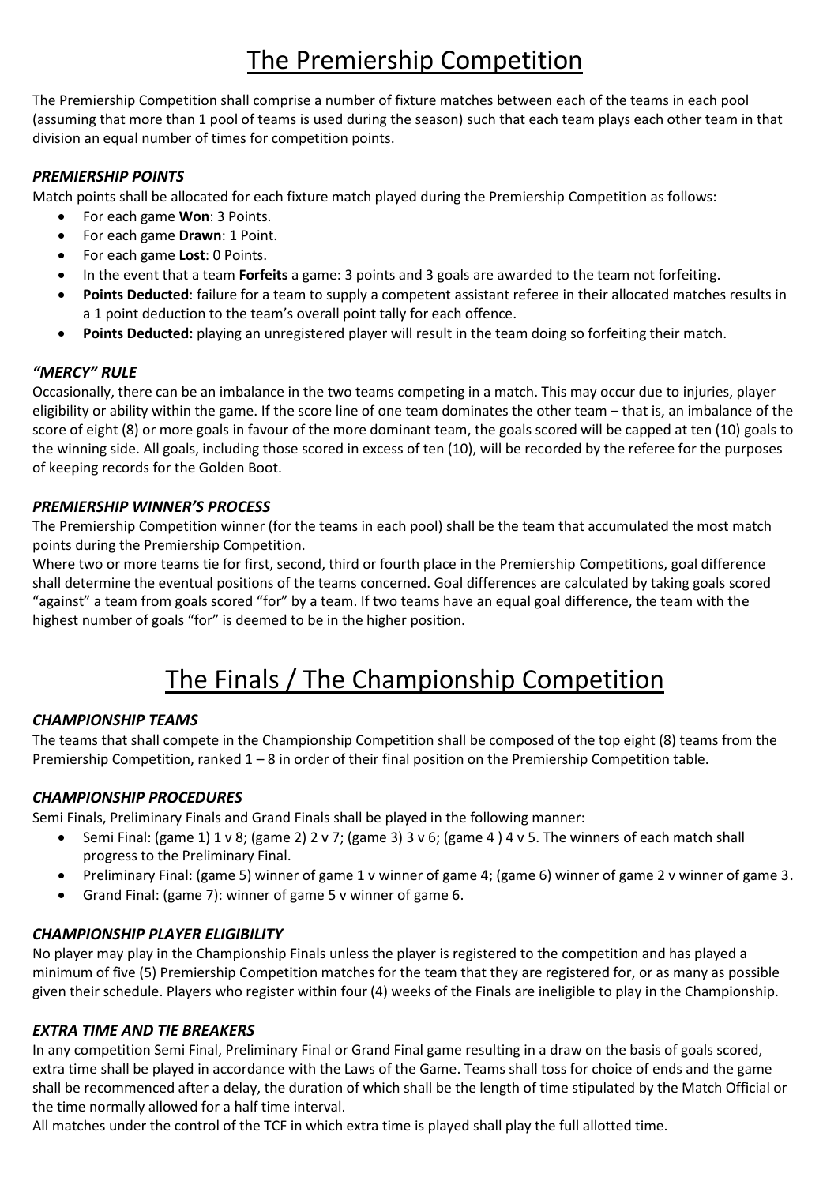# The Premiership Competition

The Premiership Competition shall comprise a number of fixture matches between each of the teams in each pool (assuming that more than 1 pool of teams is used during the season) such that each team plays each other team in that division an equal number of times for competition points.

### *PREMIERSHIP POINTS*

Match points shall be allocated for each fixture match played during the Premiership Competition as follows:

- For each game **Won**: 3 Points.
- For each game **Drawn**: 1 Point.
- For each game **Lost**: 0 Points.
- In the event that a team **Forfeits** a game: 3 points and 3 goals are awarded to the team not forfeiting.
- **Points Deducted**: failure for a team to supply a competent assistant referee in their allocated matches results in a 1 point deduction to the team's overall point tally for each offence.
- **Points Deducted:** playing an unregistered player will result in the team doing so forfeiting their match.

### *"MERCY" RULE*

Occasionally, there can be an imbalance in the two teams competing in a match. This may occur due to injuries, player eligibility or ability within the game. If the score line of one team dominates the other team – that is, an imbalance of the score of eight (8) or more goals in favour of the more dominant team, the goals scored will be capped at ten (10) goals to the winning side. All goals, including those scored in excess of ten (10), will be recorded by the referee for the purposes of keeping records for the Golden Boot.

### *PREMIERSHIP WINNER'S PROCESS*

The Premiership Competition winner (for the teams in each pool) shall be the team that accumulated the most match points during the Premiership Competition.

Where two or more teams tie for first, second, third or fourth place in the Premiership Competitions, goal difference shall determine the eventual positions of the teams concerned. Goal differences are calculated by taking goals scored "against" a team from goals scored "for" by a team. If two teams have an equal goal difference, the team with the highest number of goals "for" is deemed to be in the higher position.

# The Finals / The Championship Competition

### *CHAMPIONSHIP TEAMS*

The teams that shall compete in the Championship Competition shall be composed of the top eight (8) teams from the Premiership Competition, ranked 1 – 8 in order of their final position on the Premiership Competition table.

### *CHAMPIONSHIP PROCEDURES*

Semi Finals, Preliminary Finals and Grand Finals shall be played in the following manner:

- Semi Final: (game 1) 1 v 8; (game 2) 2 v 7; (game 3) 3 v 6; (game 4 ) 4 v 5. The winners of each match shall progress to the Preliminary Final.
- Preliminary Final: (game 5) winner of game 1 v winner of game 4; (game 6) winner of game 2 v winner of game 3.
- Grand Final: (game 7): winner of game 5 v winner of game 6.

### *CHAMPIONSHIP PLAYER ELIGIBILITY*

No player may play in the Championship Finals unless the player is registered to the competition and has played a minimum of five (5) Premiership Competition matches for the team that they are registered for, or as many as possible given their schedule. Players who register within four (4) weeks of the Finals are ineligible to play in the Championship.

### *EXTRA TIME AND TIE BREAKERS*

In any competition Semi Final, Preliminary Final or Grand Final game resulting in a draw on the basis of goals scored, extra time shall be played in accordance with the Laws of the Game. Teams shall toss for choice of ends and the game shall be recommenced after a delay, the duration of which shall be the length of time stipulated by the Match Official or the time normally allowed for a half time interval.

All matches under the control of the TCF in which extra time is played shall play the full allotted time.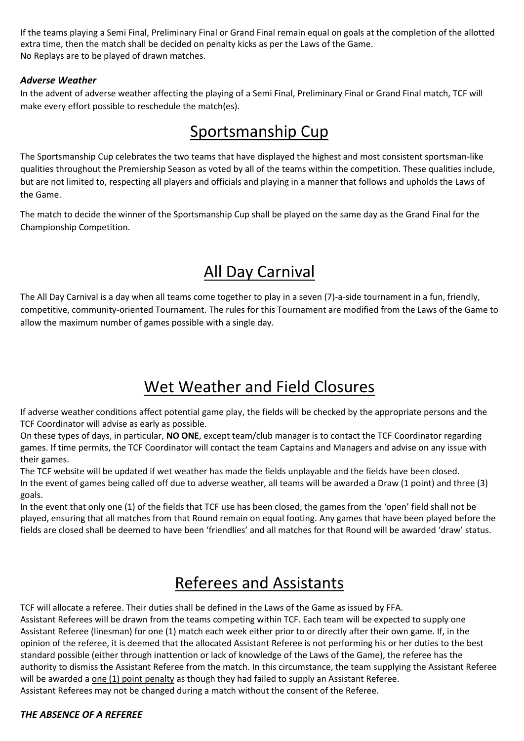If the teams playing a Semi Final, Preliminary Final or Grand Final remain equal on goals at the completion of the allotted extra time, then the match shall be decided on penalty kicks as per the Laws of the Game.
No Replays are to be played of drawn matches.

***Adverse Weather***

In the advent of adverse weather affecting the playing of a Semi Final, Preliminary Final or Grand Final match, TCF will make every effort possible to reschedule the match(es).

# Sportsmanship Cup

The Sportsmanship Cup celebrates the two teams that have displayed the highest and most consistent sportsman-like qualities throughout the Premiership Season as voted by all of the teams within the competition. These qualities include, but are not limited to, respecting all players and officials and playing in a manner that follows and upholds the Laws of the Game.

The match to decide the winner of the Sportsmanship Cup shall be played on the same day as the Grand Final for the Championship Competition.

# All Day Carnival

The All Day Carnival is a day when all teams come together to play in a seven (7)-a-side tournament in a fun, friendly, competitive, community-oriented Tournament. The rules for this Tournament are modified from the Laws of the Game to allow the maximum number of games possible with a single day.

# Wet Weather and Field Closures

If adverse weather conditions affect potential game play, the fields will be checked by the appropriate persons and the TCF Coordinator will advise as early as possible.
On these types of days, in particular, **NO ONE**, except team/club manager is to contact the TCF Coordinator regarding games. If time permits, the TCF Coordinator will contact the team Captains and Managers and advise on any issue with their games.
The TCF website will be updated if wet weather has made the fields unplayable and the fields have been closed.
In the event of games being called off due to adverse weather, all teams will be awarded a Draw (1 point) and three (3) goals.
In the event that only one (1) of the fields that TCF use has been closed, the games from the 'open' field shall not be played, ensuring that all matches from that Round remain on equal footing. Any games that have been played before the fields are closed shall be deemed to have been 'friendlies' and all matches for that Round will be awarded 'draw' status.

# Referees and Assistants

TCF will allocate a referee. Their duties shall be defined in the Laws of the Game as issued by FFA.
Assistant Referees will be drawn from the teams competing within TCF. Each team will be expected to supply one Assistant Referee (linesman) for one (1) match each week either prior to or directly after their own game. If, in the opinion of the referee, it is deemed that the allocated Assistant Referee is not performing his or her duties to the best standard possible (either through inattention or lack of knowledge of the Laws of the Game), the referee has the authority to dismiss the Assistant Referee from the match. In this circumstance, the team supplying the Assistant Referee will be awarded a one (1) point penalty as though they had failed to supply an Assistant Referee.
Assistant Referees may not be changed during a match without the consent of the Referee.

***THE ABSENCE OF A REFEREE***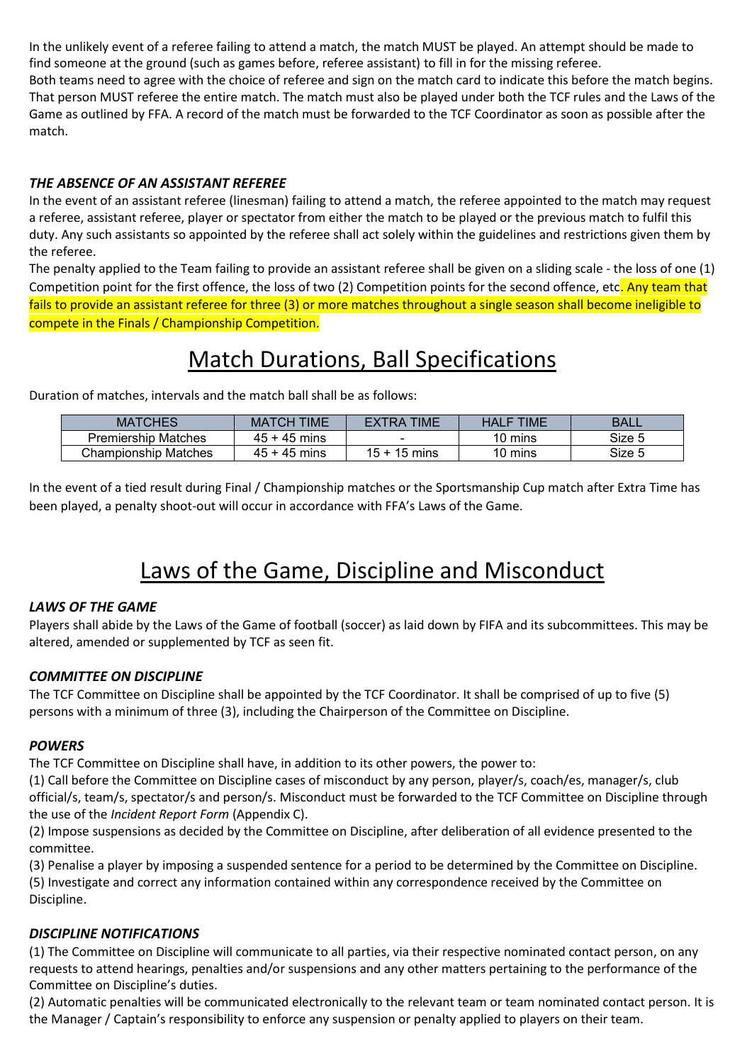In the unlikely event of a referee failing to attend a match, the match MUST be played. An attempt should be made to find someone at the ground (such as games before, referee assistant) to fill in for the missing referee.
Both teams need to agree with the choice of referee and sign on the match card to indicate this before the match begins. That person MUST referee the entire match. The match must also be played under both the TCF rules and the Laws of the Game as outlined by FFA. A record of the match must be forwarded to the TCF Coordinator as soon as possible after the match.

### *THE ABSENCE OF AN ASSISTANT REFEREE*

In the event of an assistant referee (linesman) failing to attend a match, the referee appointed to the match may request a referee, assistant referee, player or spectator from either the match to be played or the previous match to fulfil this duty. Any such assistants so appointed by the referee shall act solely within the guidelines and restrictions given them by the referee.
The penalty applied to the Team failing to provide an assistant referee shall be given on a sliding scale - the loss of one (1) Competition point for the first offence, the loss of two (2) Competition points for the second offence, etc. Any team that fails to provide an assistant referee for three (3) or more matches throughout a single season shall become ineligible to compete in the Finals / Championship Competition.

# Match Durations, Ball Specifications

Duration of matches, intervals and the match ball shall be as follows:

| MATCHES | MATCH TIME | EXTRA TIME | HALF TIME | BALL |
|---|---|---|---|---|
| Premiership Matches | 45 + 45 mins | - | 10 mins | Size 5 |
| Championship Matches | 45 + 45 mins | 15 + 15 mins | 10 mins | Size 5 |

In the event of a tied result during Final / Championship matches or the Sportsmanship Cup match after Extra Time has been played, a penalty shoot-out will occur in accordance with FFA's Laws of the Game.

# Laws of the Game, Discipline and Misconduct

### *LAWS OF THE GAME*

Players shall abide by the Laws of the Game of football (soccer) as laid down by FIFA and its subcommittees. This may be altered, amended or supplemented by TCF as seen fit.

### *COMMITTEE ON DISCIPLINE*

The TCF Committee on Discipline shall be appointed by the TCF Coordinator. It shall be comprised of up to five (5) persons with a minimum of three (3), including the Chairperson of the Committee on Discipline.

### *POWERS*

The TCF Committee on Discipline shall have, in addition to its other powers, the power to:
(1) Call before the Committee on Discipline cases of misconduct by any person, player/s, coach/es, manager/s, club official/s, team/s, spectator/s and person/s. Misconduct must be forwarded to the TCF Committee on Discipline through the use of the *Incident Report Form* (Appendix C).
(2) Impose suspensions as decided by the Committee on Discipline, after deliberation of all evidence presented to the committee.
(3) Penalise a player by imposing a suspended sentence for a period to be determined by the Committee on Discipline.
(5) Investigate and correct any information contained within any correspondence received by the Committee on Discipline.

### *DISCIPLINE NOTIFICATIONS*

(1) The Committee on Discipline will communicate to all parties, via their respective nominated contact person, on any requests to attend hearings, penalties and/or suspensions and any other matters pertaining to the performance of the Committee on Discipline's duties.
(2) Automatic penalties will be communicated electronically to the relevant team or team nominated contact person. It is the Manager / Captain's responsibility to enforce any suspension or penalty applied to players on their team.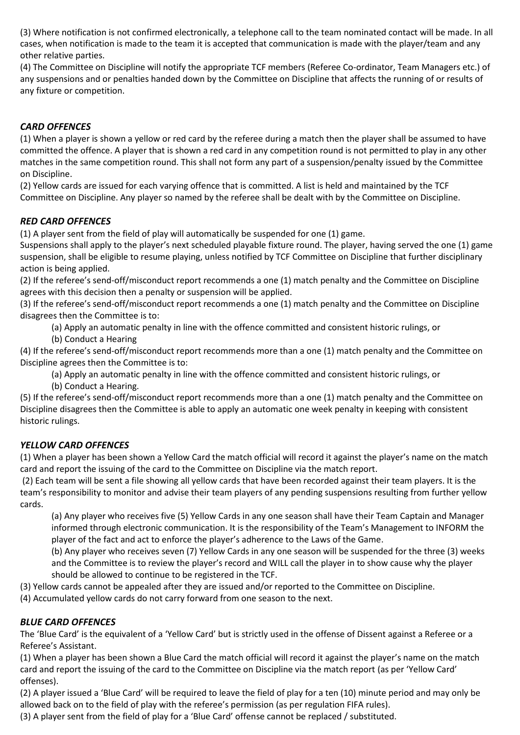(3) Where notification is not confirmed electronically, a telephone call to the team nominated contact will be made. In all cases, when notification is made to the team it is accepted that communication is made with the player/team and any other relative parties.

(4) The Committee on Discipline will notify the appropriate TCF members (Referee Co-ordinator, Team Managers etc.) of any suspensions and or penalties handed down by the Committee on Discipline that affects the running of or results of any fixture or competition.

### *CARD OFFENCES*

(1) When a player is shown a yellow or red card by the referee during a match then the player shall be assumed to have committed the offence. A player that is shown a red card in any competition round is not permitted to play in any other matches in the same competition round. This shall not form any part of a suspension/penalty issued by the Committee on Discipline.

(2) Yellow cards are issued for each varying offence that is committed. A list is held and maintained by the TCF Committee on Discipline. Any player so named by the referee shall be dealt with by the Committee on Discipline.

### *RED CARD OFFENCES*

(1) A player sent from the field of play will automatically be suspended for one (1) game.
Suspensions shall apply to the player's next scheduled playable fixture round. The player, having served the one (1) game suspension, shall be eligible to resume playing, unless notified by TCF Committee on Discipline that further disciplinary action is being applied.

(2) If the referee's send-off/misconduct report recommends a one (1) match penalty and the Committee on Discipline agrees with this decision then a penalty or suspension will be applied.

(3) If the referee's send-off/misconduct report recommends a one (1) match penalty and the Committee on Discipline disagrees then the Committee is to:

- (a) Apply an automatic penalty in line with the offence committed and consistent historic rulings, or
- (b) Conduct a Hearing

(4) If the referee's send-off/misconduct report recommends more than a one (1) match penalty and the Committee on Discipline agrees then the Committee is to:

- (a) Apply an automatic penalty in line with the offence committed and consistent historic rulings, or
- (b) Conduct a Hearing.

(5) If the referee's send-off/misconduct report recommends more than a one (1) match penalty and the Committee on Discipline disagrees then the Committee is able to apply an automatic one week penalty in keeping with consistent historic rulings.

### *YELLOW CARD OFFENCES*

(1) When a player has been shown a Yellow Card the match official will record it against the player's name on the match card and report the issuing of the card to the Committee on Discipline via the match report.

(2) Each team will be sent a file showing all yellow cards that have been recorded against their team players. It is the team's responsibility to monitor and advise their team players of any pending suspensions resulting from further yellow cards.

- (a) Any player who receives five (5) Yellow Cards in any one season shall have their Team Captain and Manager informed through electronic communication. It is the responsibility of the Team's Management to INFORM the player of the fact and act to enforce the player's adherence to the Laws of the Game.
- (b) Any player who receives seven (7) Yellow Cards in any one season will be suspended for the three (3) weeks and the Committee is to review the player's record and WILL call the player in to show cause why the player should be allowed to continue to be registered in the TCF.

(3) Yellow cards cannot be appealed after they are issued and/or reported to the Committee on Discipline.

(4) Accumulated yellow cards do not carry forward from one season to the next.

### *BLUE CARD OFFENCES*

The 'Blue Card' is the equivalent of a 'Yellow Card' but is strictly used in the offense of Dissent against a Referee or a Referee's Assistant.

(1) When a player has been shown a Blue Card the match official will record it against the player's name on the match card and report the issuing of the card to the Committee on Discipline via the match report (as per 'Yellow Card' offenses).

(2) A player issued a 'Blue Card' will be required to leave the field of play for a ten (10) minute period and may only be allowed back on to the field of play with the referee's permission (as per regulation FIFA rules).

(3) A player sent from the field of play for a 'Blue Card' offense cannot be replaced / substituted.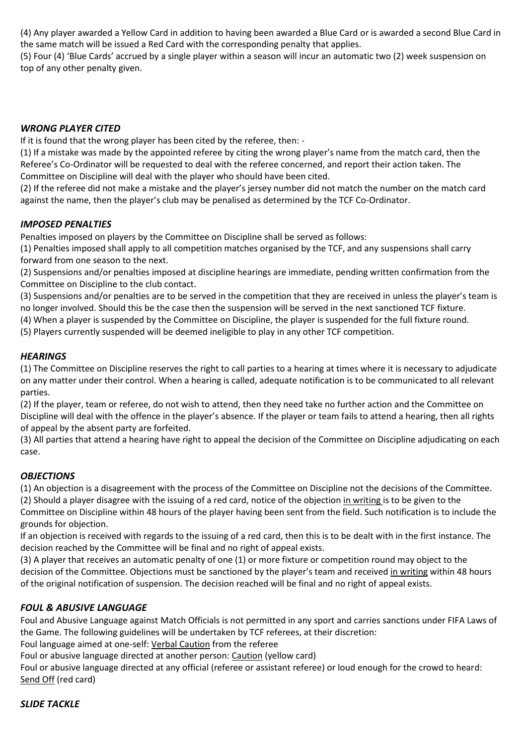(4) Any player awarded a Yellow Card in addition to having been awarded a Blue Card or is awarded a second Blue Card in the same match will be issued a Red Card with the corresponding penalty that applies.
(5) Four (4) 'Blue Cards' accrued by a single player within a season will incur an automatic two (2) week suspension on top of any other penalty given.

### *WRONG PLAYER CITED*

If it is found that the wrong player has been cited by the referee, then: -
(1) If a mistake was made by the appointed referee by citing the wrong player's name from the match card, then the Referee's Co-Ordinator will be requested to deal with the referee concerned, and report their action taken. The Committee on Discipline will deal with the player who should have been cited.
(2) If the referee did not make a mistake and the player's jersey number did not match the number on the match card against the name, then the player's club may be penalised as determined by the TCF Co-Ordinator.

### *IMPOSED PENALTIES*

Penalties imposed on players by the Committee on Discipline shall be served as follows:
(1) Penalties imposed shall apply to all competition matches organised by the TCF, and any suspensions shall carry forward from one season to the next.
(2) Suspensions and/or penalties imposed at discipline hearings are immediate, pending written confirmation from the Committee on Discipline to the club contact.
(3) Suspensions and/or penalties are to be served in the competition that they are received in unless the player's team is no longer involved. Should this be the case then the suspension will be served in the next sanctioned TCF fixture.
(4) When a player is suspended by the Committee on Discipline, the player is suspended for the full fixture round.
(5) Players currently suspended will be deemed ineligible to play in any other TCF competition.

### *HEARINGS*

(1) The Committee on Discipline reserves the right to call parties to a hearing at times where it is necessary to adjudicate on any matter under their control. When a hearing is called, adequate notification is to be communicated to all relevant parties.
(2) If the player, team or referee, do not wish to attend, then they need take no further action and the Committee on Discipline will deal with the offence in the player's absence. If the player or team fails to attend a hearing, then all rights of appeal by the absent party are forfeited.
(3) All parties that attend a hearing have right to appeal the decision of the Committee on Discipline adjudicating on each case.

### *OBJECTIONS*

(1) An objection is a disagreement with the process of the Committee on Discipline not the decisions of the Committee.
(2) Should a player disagree with the issuing of a red card, notice of the objection <u>in writing</u> is to be given to the Committee on Discipline within 48 hours of the player having been sent from the field. Such notification is to include the grounds for objection.
If an objection is received with regards to the issuing of a red card, then this is to be dealt with in the first instance. The decision reached by the Committee will be final and no right of appeal exists.
(3) A player that receives an automatic penalty of one (1) or more fixture or competition round may object to the decision of the Committee. Objections must be sanctioned by the player's team and received <u>in writing</u> within 48 hours of the original notification of suspension. The decision reached will be final and no right of appeal exists.

### *FOUL & ABUSIVE LANGUAGE*

Foul and Abusive Language against Match Officials is not permitted in any sport and carries sanctions under FIFA Laws of the Game. The following guidelines will be undertaken by TCF referees, at their discretion:
Foul language aimed at one-self: <u>Verbal Caution</u> from the referee
Foul or abusive language directed at another person: <u>Caution</u> (yellow card)
Foul or abusive language directed at any official (referee or assistant referee) or loud enough for the crowd to heard: <u>Send Off</u> (red card)

### *SLIDE TACKLE*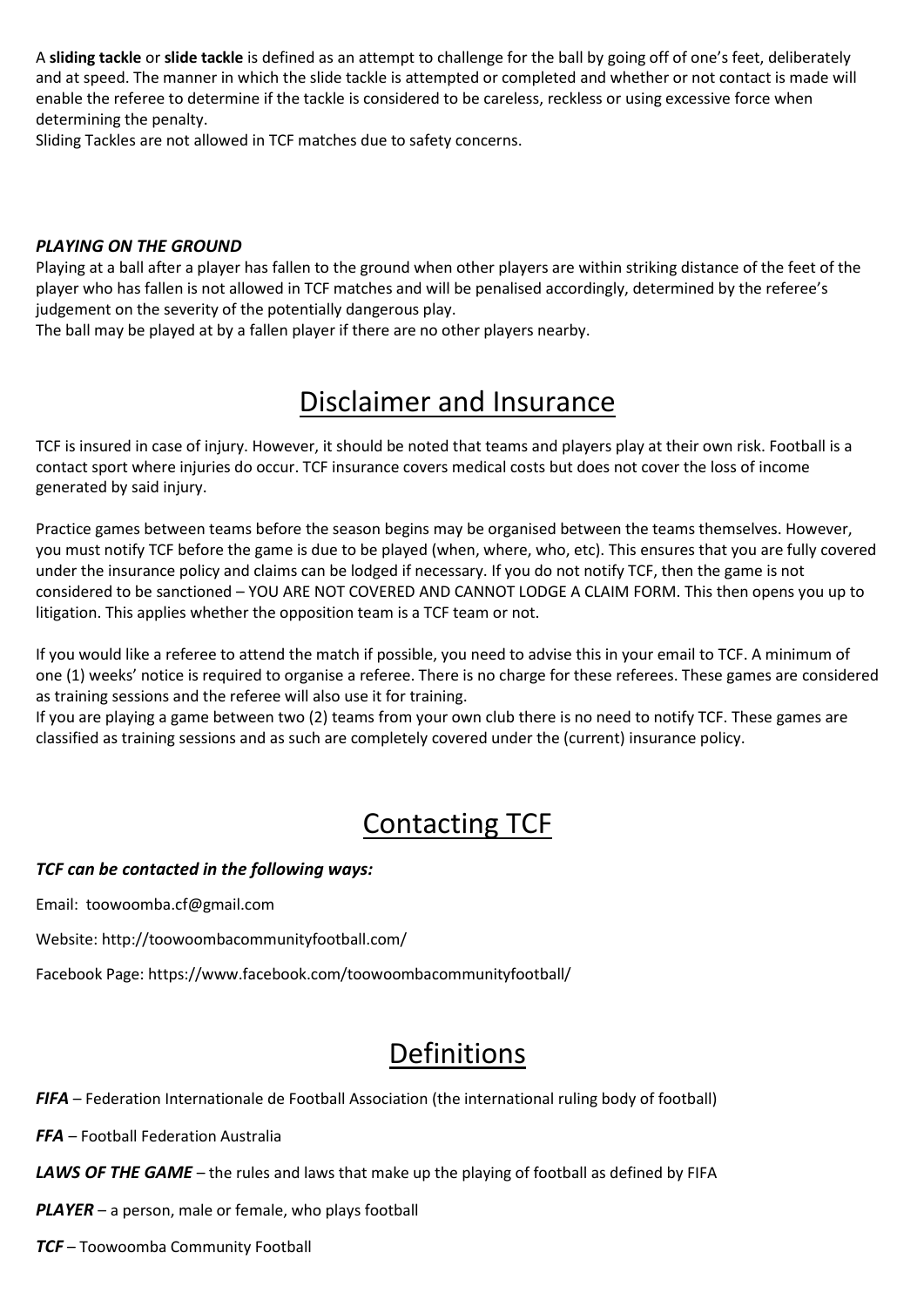A **sliding tackle** or **slide tackle** is defined as an attempt to challenge for the ball by going off of one's feet, deliberately and at speed. The manner in which the slide tackle is attempted or completed and whether or not contact is made will enable the referee to determine if the tackle is considered to be careless, reckless or using excessive force when determining the penalty.
Sliding Tackles are not allowed in TCF matches due to safety concerns.

***PLAYING ON THE GROUND***

Playing at a ball after a player has fallen to the ground when other players are within striking distance of the feet of the player who has fallen is not allowed in TCF matches and will be penalised accordingly, determined by the referee's judgement on the severity of the potentially dangerous play.
The ball may be played at by a fallen player if there are no other players nearby.

# Disclaimer and Insurance

TCF is insured in case of injury. However, it should be noted that teams and players play at their own risk. Football is a contact sport where injuries do occur. TCF insurance covers medical costs but does not cover the loss of income generated by said injury.

Practice games between teams before the season begins may be organised between the teams themselves. However, you must notify TCF before the game is due to be played (when, where, who, etc). This ensures that you are fully covered under the insurance policy and claims can be lodged if necessary. If you do not notify TCF, then the game is not considered to be sanctioned – YOU ARE NOT COVERED AND CANNOT LODGE A CLAIM FORM. This then opens you up to litigation. This applies whether the opposition team is a TCF team or not.

If you would like a referee to attend the match if possible, you need to advise this in your email to TCF. A minimum of one (1) weeks' notice is required to organise a referee. There is no charge for these referees. These games are considered as training sessions and the referee will also use it for training.
If you are playing a game between two (2) teams from your own club there is no need to notify TCF. These games are classified as training sessions and as such are completely covered under the (current) insurance policy.

# Contacting TCF

***TCF can be contacted in the following ways:***

Email: toowoomba.cf@gmail.com

Website: http://toowoombacommunityfootball.com/

Facebook Page: https://www.facebook.com/toowoombacommunityfootball/

# Definitions

***FIFA*** – Federation Internationale de Football Association (the international ruling body of football)

***FFA*** – Football Federation Australia

***LAWS OF THE GAME*** – the rules and laws that make up the playing of football as defined by FIFA

***PLAYER*** – a person, male or female, who plays football

***TCF*** – Toowoomba Community Football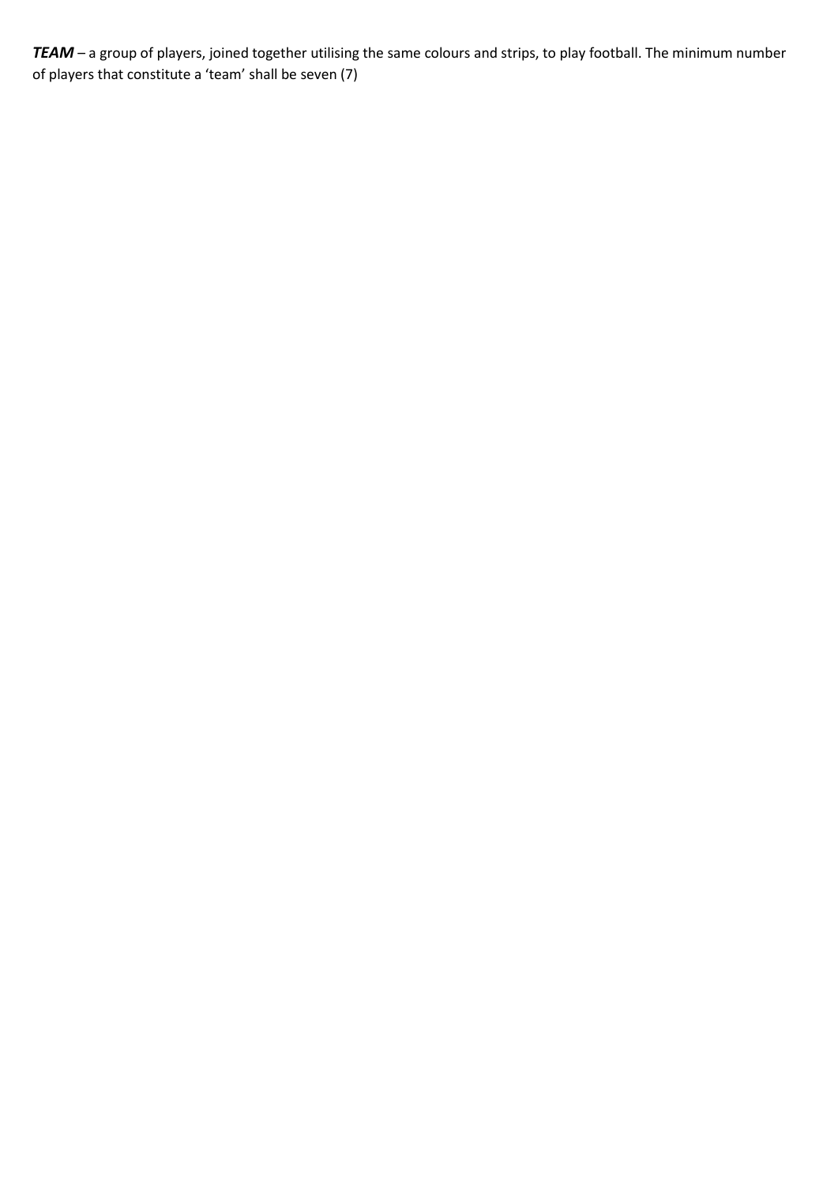***TEAM*** – a group of players, joined together utilising the same colours and strips, to play football. The minimum number of players that constitute a 'team' shall be seven (7)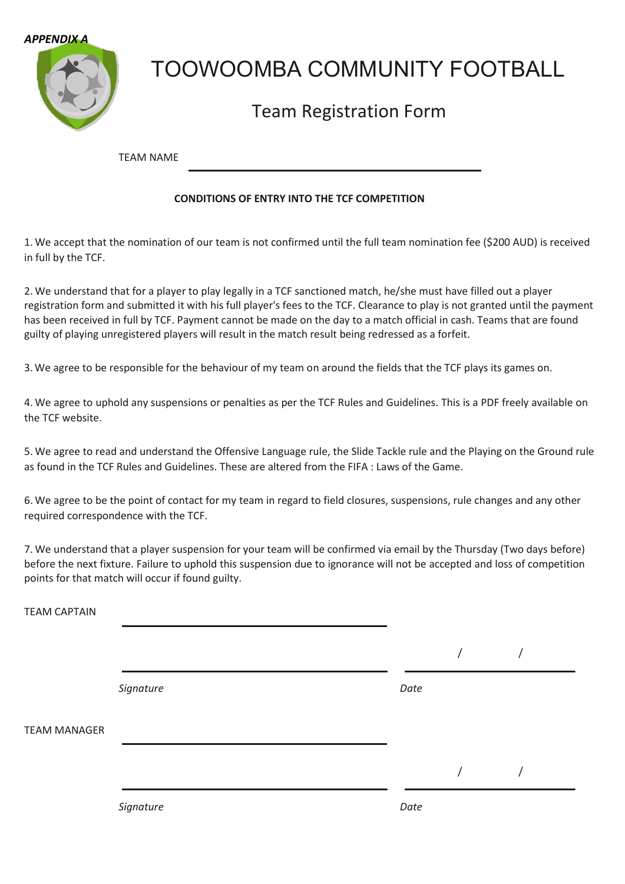*APPENDIX A*

# TOOWOOMBA COMMUNITY FOOTBALL

## Team Registration Form

TEAM NAME ______________________________

**CONDITIONS OF ENTRY INTO THE TCF COMPETITION**

1. We accept that the nomination of our team is not confirmed until the full team nomination fee ($200 AUD) is received in full by the TCF.

2. We understand that for a player to play legally in a TCF sanctioned match, he/she must have filled out a player registration form and submitted it with his full player's fees to the TCF. Clearance to play is not granted until the payment has been received in full by TCF. Payment cannot be made on the day to a match official in cash. Teams that are found guilty of playing unregistered players will result in the match result being redressed as a forfeit.

3. We agree to be responsible for the behaviour of my team on around the fields that the TCF plays its games on.

4. We agree to uphold any suspensions or penalties as per the TCF Rules and Guidelines. This is a PDF freely available on the TCF website.

5. We agree to read and understand the Offensive Language rule, the Slide Tackle rule and the Playing on the Ground rule as found in the TCF Rules and Guidelines. These are altered from the FIFA : Laws of the Game.

6. We agree to be the point of contact for my team in regard to field closures, suspensions, rule changes and any other required correspondence with the TCF.

7. We understand that a player suspension for your team will be confirmed via email by the Thursday (Two days before) before the next fixture. Failure to uphold this suspension due to ignorance will not be accepted and loss of competition points for that match will occur if found guilty.

TEAM CAPTAIN ______________________________

______________________________ &nbsp;&nbsp;&nbsp; ____ / ____ / ____

*Signature* &nbsp;&nbsp;&nbsp; *Date*

TEAM MANAGER ______________________________

______________________________ &nbsp;&nbsp;&nbsp; ____ / ____ / ____

*Signature* &nbsp;&nbsp;&nbsp; *Date*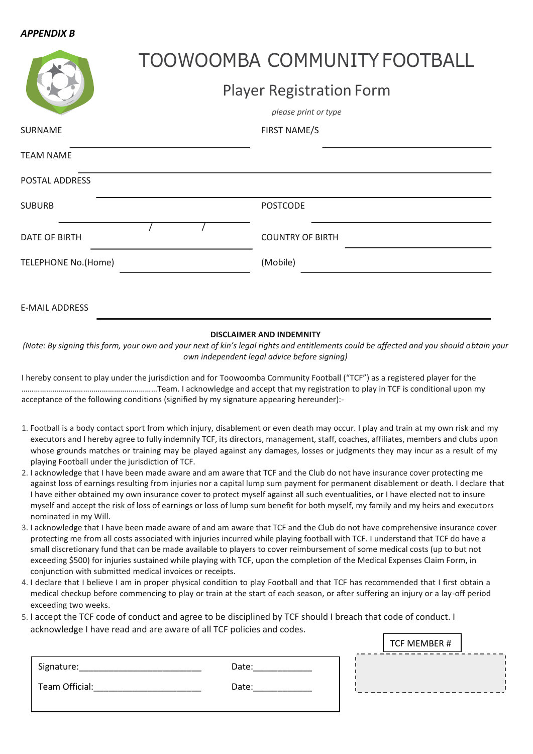*APPENDIX B*

# TOOWOOMBA COMMUNITY FOOTBALL

## Player Registration Form

*please print or type*

SURNAME ______________________ FIRST NAME/S ______________________

TEAM NAME ______________________________________________

POSTAL ADDRESS ______________________________________________

SUBURB ______________________ POSTCODE ______________________

DATE OF BIRTH ____ / ____ / ____ COUNTRY OF BIRTH ______________________

TELEPHONE No.(Home) ______________________ (Mobile) ______________________

E-MAIL ADDRESS ______________________________________________

**DISCLAIMER AND INDEMNITY**

*(Note: By signing this form, your own and your next of kin's legal rights and entitlements could be affected and you should obtain your own independent legal advice before signing)*

I hereby consent to play under the jurisdiction and for Toowoomba Community Football ("TCF") as a registered player for the ………………………………………………………Team. I acknowledge and accept that my registration to play in TCF is conditional upon my acceptance of the following conditions (signified by my signature appearing hereunder):-

1. Football is a body contact sport from which injury, disablement or even death may occur. I play and train at my own risk and my executors and I hereby agree to fully indemnify TCF, its directors, management, staff, coaches, affiliates, members and clubs upon whose grounds matches or training may be played against any damages, losses or judgments they may incur as a result of my playing Football under the jurisdiction of TCF.
2. I acknowledge that I have been made aware and am aware that TCF and the Club do not have insurance cover protecting me against loss of earnings resulting from injuries nor a capital lump sum payment for permanent disablement or death. I declare that I have either obtained my own insurance cover to protect myself against all such eventualities, or I have elected not to insure myself and accept the risk of loss of earnings or loss of lump sum benefit for both myself, my family and my heirs and executors nominated in my Will.
3. I acknowledge that I have been made aware of and am aware that TCF and the Club do not have comprehensive insurance cover protecting me from all costs associated with injuries incurred while playing football with TCF. I understand that TCF do have a small discretionary fund that can be made available to players to cover reimbursement of some medical costs (up to but not exceeding $500) for injuries sustained while playing with TCF, upon the completion of the Medical Expenses Claim Form, in conjunction with submitted medical invoices or receipts.
4. I declare that I believe I am in proper physical condition to play Football and that TCF has recommended that I first obtain a medical checkup before commencing to play or train at the start of each season, or after suffering an injury or a lay-off period exceeding two weeks.
5. I accept the TCF code of conduct and agree to be disciplined by TCF should I breach that code of conduct. I acknowledge I have read and are aware of all TCF policies and codes.

Signature:________________________ Date:___________

Team Official:_____________________ Date:___________

TCF MEMBER #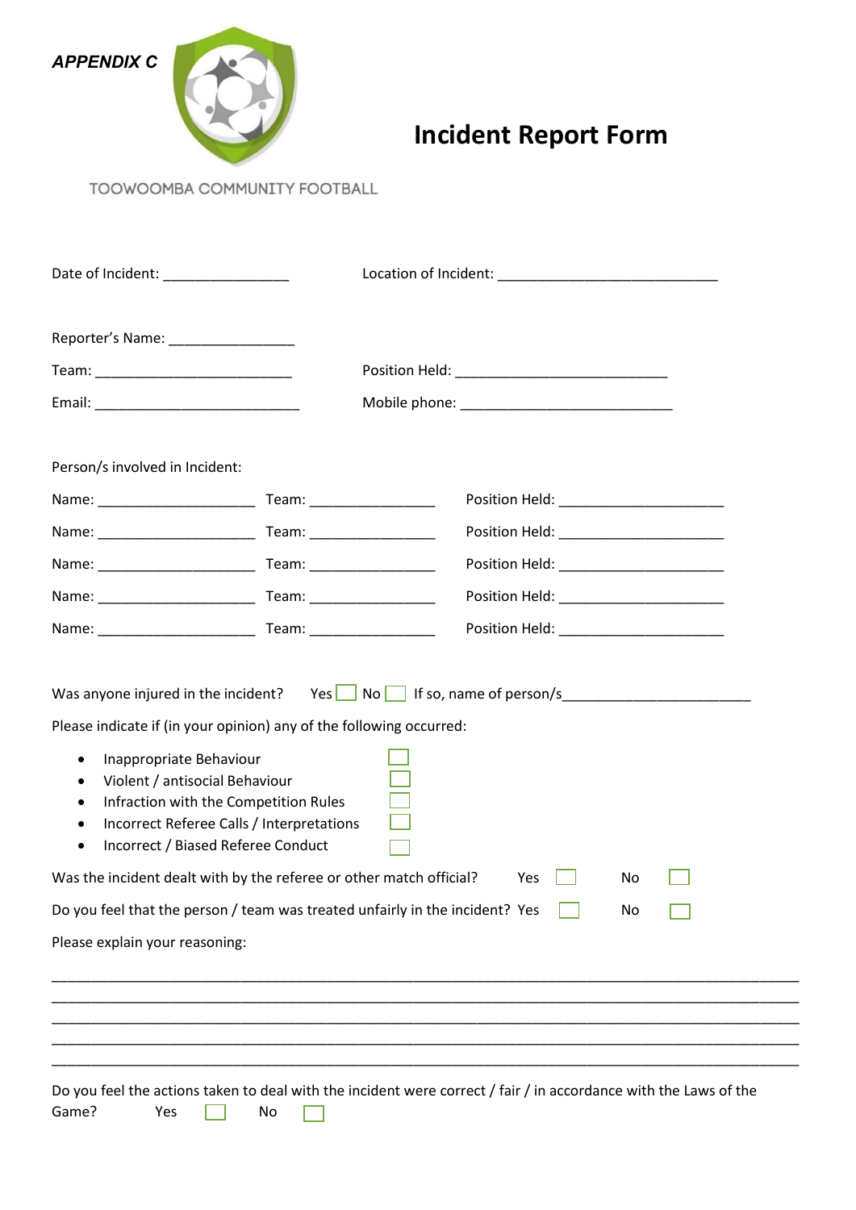***APPENDIX C***

TOOWOOMBA COMMUNITY FOOTBALL

# Incident Report Form

Date of Incident: ________________ Location of Incident: ____________________________

Reporter's Name: ________________

Team: _________________________ Position Held: ___________________________

Email: __________________________ Mobile phone: ___________________________

Person/s involved in Incident:

Name: ____________________ Team: ________________ Position Held: _____________________

Name: ____________________ Team: ________________ Position Held: _____________________

Name: ____________________ Team: ________________ Position Held: _____________________

Name: ____________________ Team: ________________ Position Held: _____________________

Name: ____________________ Team: ________________ Position Held: _____________________

Was anyone injured in the incident? Yes ☐ No ☐ If so, name of person/s________________________

Please indicate if (in your opinion) any of the following occurred:

- Inappropriate Behaviour ☐
- Violent / antisocial Behaviour ☐
- Infraction with the Competition Rules ☐
- Incorrect Referee Calls / Interpretations ☐
- Incorrect / Biased Referee Conduct ☐

Was the incident dealt with by the referee or other match official? Yes ☐ No ☐

Do you feel that the person / team was treated unfairly in the incident? Yes ☐ No ☐

Please explain your reasoning:

_______________________________________________________________________________________________

_______________________________________________________________________________________________

_______________________________________________________________________________________________

_______________________________________________________________________________________________

_______________________________________________________________________________________________

Do you feel the actions taken to deal with the incident were correct / fair / in accordance with the Laws of the Game? Yes ☐ No ☐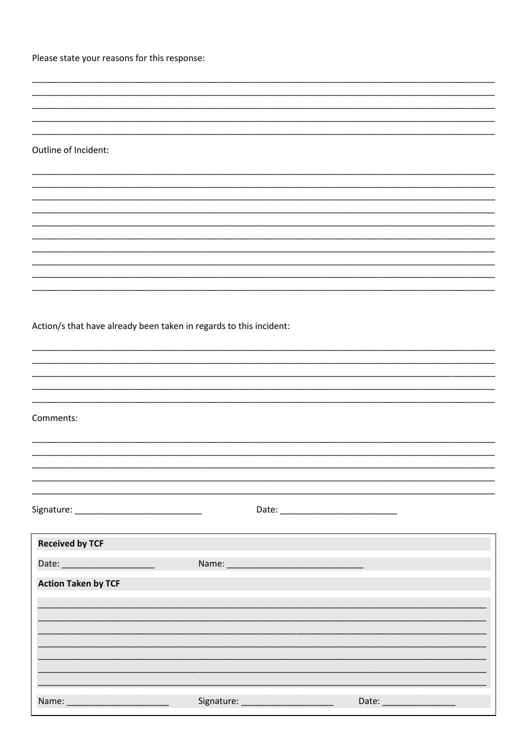Please state your reasons for this response:

______________________________________________________________________________________
______________________________________________________________________________________
______________________________________________________________________________________
______________________________________________________________________________________
______________________________________________________________________________________

Outline of Incident:

______________________________________________________________________________________
______________________________________________________________________________________
______________________________________________________________________________________
______________________________________________________________________________________
______________________________________________________________________________________
______________________________________________________________________________________
______________________________________________________________________________________
______________________________________________________________________________________
______________________________________________________________________________________
______________________________________________________________________________________

Action/s that have already been taken in regards to this incident:

______________________________________________________________________________________
______________________________________________________________________________________
______________________________________________________________________________________
______________________________________________________________________________________
______________________________________________________________________________________

Comments:

______________________________________________________________________________________
______________________________________________________________________________________
______________________________________________________________________________________
______________________________________________________________________________________
______________________________________________________________________________________

Signature: ___________________________ Date: _________________________

**Received by TCF**

Date: ____________________ Name: ____________________________

**Action Taken by TCF**

______________________________________________________________________________________
______________________________________________________________________________________
______________________________________________________________________________________
______________________________________________________________________________________
______________________________________________________________________________________
______________________________________________________________________________________
______________________________________________________________________________________

Name: _____________________ Signature: ___________________ Date: ________________